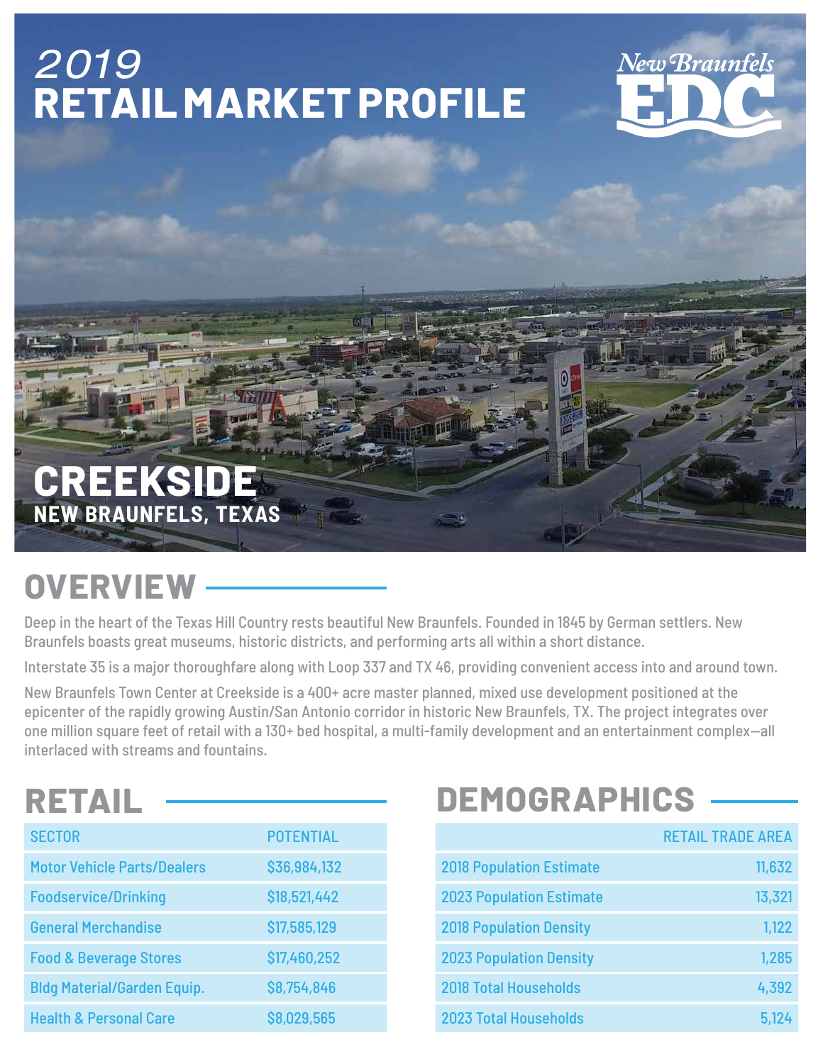# 2019 RETAIL MARKET PROFILE

New Braunfels EDC

## CREEKSIDE

### NEW BRAUNFELS, TEXAS

## OVERVIEW

Deep in the heart of the Texas Hill Country rests beautiful New Braunfels. Founded in 1845 by German settlers. New Braunfels boasts great museums, historic districts, and performing arts all within a short distance.

Interstate 35 is a major thoroughfare along with Loop 337 and TX 46, providing convenient access into and around town.

New Braunfels Town Center at Creekside is a 400+ acre master planned, mixed use development positioned at the epicenter of the rapidly growing Austin/San Antonio corridor in historic New Braunfels, TX. The project integrates over one million square feet of retail with a 130+ bed hospital, a multi-family development and an entertainment complex—all interlaced with streams and fountains.

## RETAIL

| SECTOR | POTENTIAL |
|---|---|
| Motor Vehicle Parts/Dealers | $36,984,132 |
| Foodservice/Drinking | $18,521,442 |
| General Merchandise | $17,585,129 |
| Food & Beverage Stores | $17,460,252 |
| Bldg Material/Garden Equip. | $8,754,846 |
| Health & Personal Care | $8,029,565 |

## DEMOGRAPHICS

| | RETAIL TRADE AREA |
|---|---|
| 2018 Population Estimate | 11,632 |
| 2023 Population Estimate | 13,321 |
| 2018 Population Density | 1,122 |
| 2023 Population Density | 1,285 |
| 2018 Total Households | 4,392 |
| 2023 Total Households | 5,124 |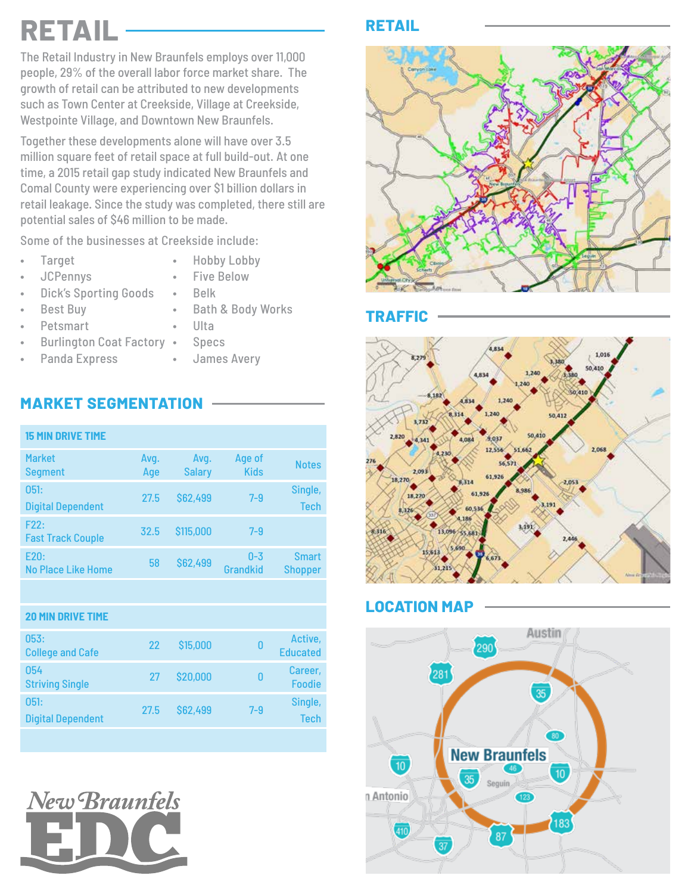# RETAIL

The Retail Industry in New Braunfels employs over 11,000 people, 29% of the overall labor force market share. The growth of retail can be attributed to new developments such as Town Center at Creekside, Village at Creekside, Westpointe Village, and Downtown New Braunfels.

Together these developments alone will have over 3.5 million square feet of retail space at full build-out. At one time, a 2015 retail gap study indicated New Braunfels and Comal County were experiencing over $1 billion dollars in retail leakage. Since the study was completed, there still are potential sales of $46 million to be made.

Some of the businesses at Creekside include:

- Target
- JCPennys
- Dick's Sporting Goods
- Best Buy
- Petsmart
- Burlington Coat Factory
- Panda Express
- Hobby Lobby
- Five Below
- Belk
- Bath & Body Works
- Ulta
- Specs
- James Avery

## MARKET SEGMENTATION

| 15 MIN DRIVE TIME | | | | |
|---|---|---|---|---|
| Market Segment | Avg. Age | Avg. Salary | Age of Kids | Notes |
| 051: Digital Dependent | 27.5 | $62,499 | 7-9 | Single, Tech |
| F22: Fast Track Couple | 32.5 | $115,000 | 7-9 | |
| E20: No Place Like Home | 58 | $62,499 | 0-3 Grandkid | Smart Shopper |

| 20 MIN DRIVE TIME | | | | |
|---|---|---|---|---|
| 053: College and Cafe | 22 | $15,000 | 0 | Active, Educated |
| 054 Striving Single | 27 | $20,000 | 0 | Career, Foodie |
| 051: Digital Dependent | 27.5 | $62,499 | 7-9 | Single, Tech |

## RETAIL

## TRAFFIC

4,834
8,279
1,016
3,380
50,410
1,240
3,380
4,834
1,240
50,410
8,182
4,834
1,240
8,314
1,240
50,412
3,732
2,820
4,341
4,084
9,037
50,410
276
4,230
12,556
51,662
2,068
56,571
2,093
18,270
8,314
61,926
2,053
8,986
18,270
61,926
3,191
8,326
60,536
4,186
3,191
8,316
13,096
55,681
2,446
15,613
5,690
6,673
31,215

## LOCATION MAP

Austin
290
281
35
80
New Braunfels
46
10
10
35
Seguin
n Antonio
123
410
183
87
37

New Braunfels EDC